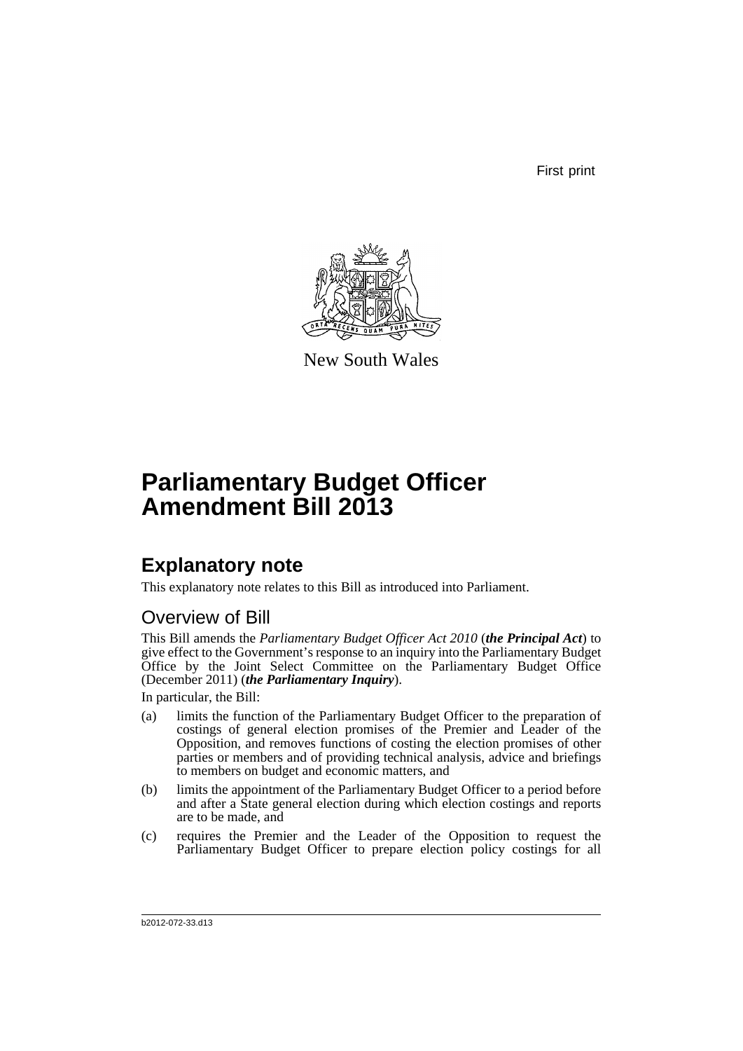First print

New South Wales

# Parliamentary Budget Officer Amendment Bill 2013

## Explanatory note

This explanatory note relates to this Bill as introduced into Parliament.

### Overview of Bill

This Bill amends the *Parliamentary Budget Officer Act 2010* (***the Principal Act***) to give effect to the Government's response to an inquiry into the Parliamentary Budget Office by the Joint Select Committee on the Parliamentary Budget Office (December 2011) (***the Parliamentary Inquiry***).

In particular, the Bill:

(a) limits the function of the Parliamentary Budget Officer to the preparation of costings of general election promises of the Premier and Leader of the Opposition, and removes functions of costing the election promises of other parties or members and of providing technical analysis, advice and briefings to members on budget and economic matters, and

(b) limits the appointment of the Parliamentary Budget Officer to a period before and after a State general election during which election costings and reports are to be made, and

(c) requires the Premier and the Leader of the Opposition to request the Parliamentary Budget Officer to prepare election policy costings for all

b2012-072-33.d13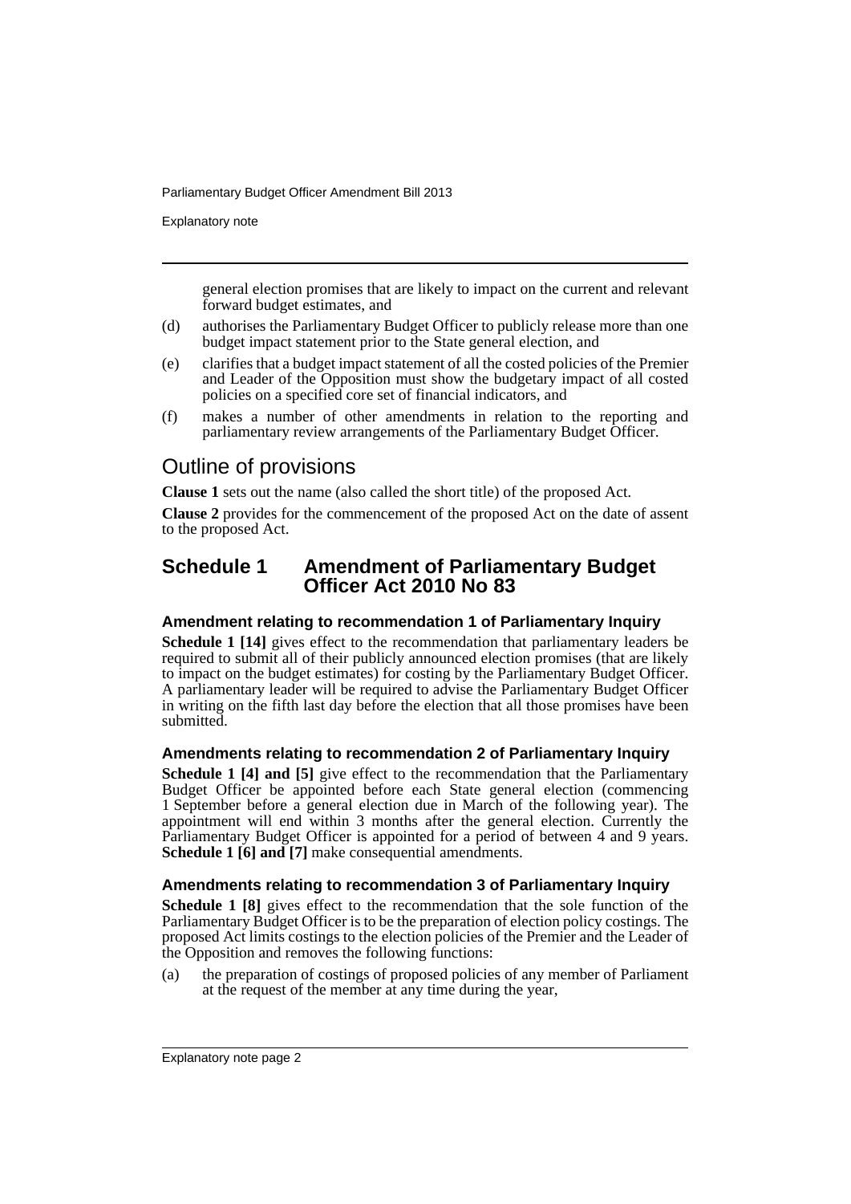general election promises that are likely to impact on the current and relevant forward budget estimates, and

(d) authorises the Parliamentary Budget Officer to publicly release more than one budget impact statement prior to the State general election, and

(e) clarifies that a budget impact statement of all the costed policies of the Premier and Leader of the Opposition must show the budgetary impact of all costed policies on a specified core set of financial indicators, and

(f) makes a number of other amendments in relation to the reporting and parliamentary review arrangements of the Parliamentary Budget Officer.

## Outline of provisions

**Clause 1** sets out the name (also called the short title) of the proposed Act.

**Clause 2** provides for the commencement of the proposed Act on the date of assent to the proposed Act.

## Schedule 1 Amendment of Parliamentary Budget Officer Act 2010 No 83

### Amendment relating to recommendation 1 of Parliamentary Inquiry

**Schedule 1 [14]** gives effect to the recommendation that parliamentary leaders be required to submit all of their publicly announced election promises (that are likely to impact on the budget estimates) for costing by the Parliamentary Budget Officer. A parliamentary leader will be required to advise the Parliamentary Budget Officer in writing on the fifth last day before the election that all those promises have been submitted.

### Amendments relating to recommendation 2 of Parliamentary Inquiry

**Schedule 1 [4] and [5]** give effect to the recommendation that the Parliamentary Budget Officer be appointed before each State general election (commencing 1 September before a general election due in March of the following year). The appointment will end within 3 months after the general election. Currently the Parliamentary Budget Officer is appointed for a period of between 4 and 9 years. **Schedule 1 [6] and [7]** make consequential amendments.

### Amendments relating to recommendation 3 of Parliamentary Inquiry

**Schedule 1 [8]** gives effect to the recommendation that the sole function of the Parliamentary Budget Officer is to be the preparation of election policy costings. The proposed Act limits costings to the election policies of the Premier and the Leader of the Opposition and removes the following functions:

(a) the preparation of costings of proposed policies of any member of Parliament at the request of the member at any time during the year,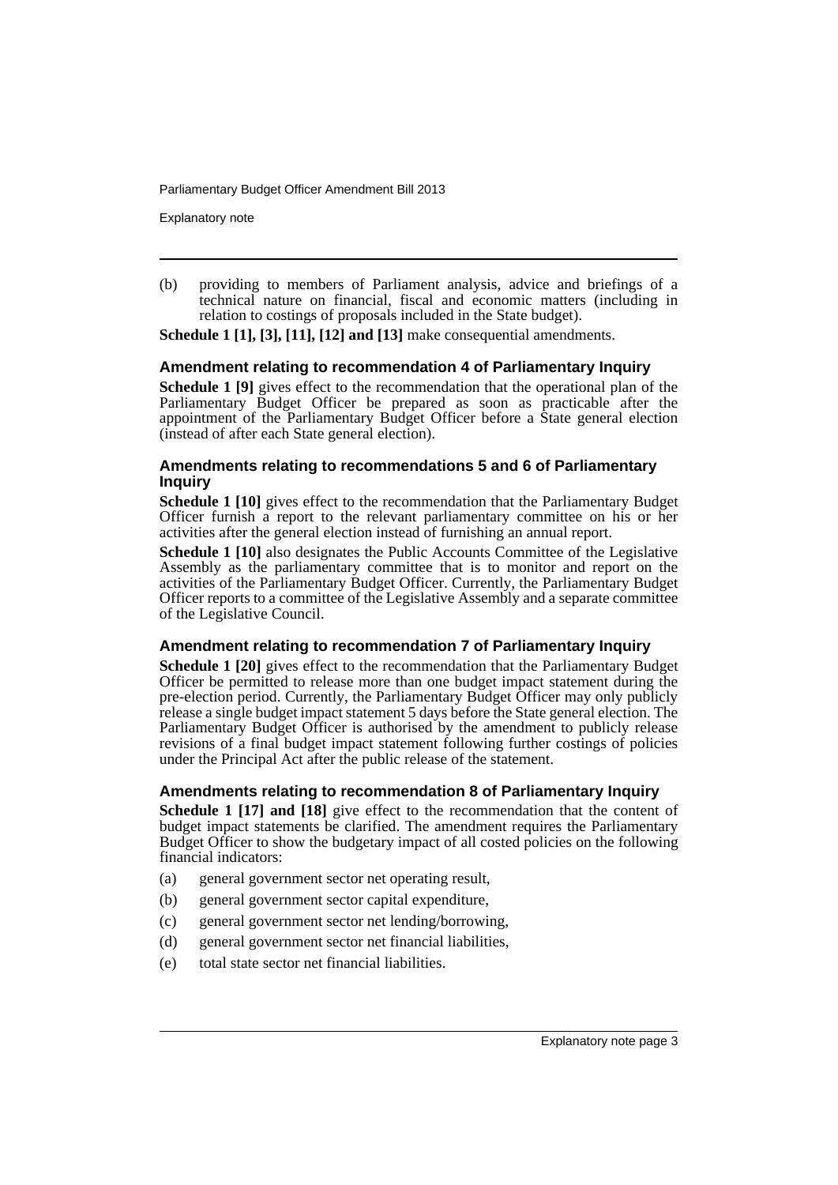(b) providing to members of Parliament analysis, advice and briefings of a technical nature on financial, fiscal and economic matters (including in relation to costings of proposals included in the State budget).

**Schedule 1 [1], [3], [11], [12] and [13]** make consequential amendments.

### Amendment relating to recommendation 4 of Parliamentary Inquiry

**Schedule 1 [9]** gives effect to the recommendation that the operational plan of the Parliamentary Budget Officer be prepared as soon as practicable after the appointment of the Parliamentary Budget Officer before a State general election (instead of after each State general election).

### Amendments relating to recommendations 5 and 6 of Parliamentary Inquiry

**Schedule 1 [10]** gives effect to the recommendation that the Parliamentary Budget Officer furnish a report to the relevant parliamentary committee on his or her activities after the general election instead of furnishing an annual report.

**Schedule 1 [10]** also designates the Public Accounts Committee of the Legislative Assembly as the parliamentary committee that is to monitor and report on the activities of the Parliamentary Budget Officer. Currently, the Parliamentary Budget Officer reports to a committee of the Legislative Assembly and a separate committee of the Legislative Council.

### Amendment relating to recommendation 7 of Parliamentary Inquiry

**Schedule 1 [20]** gives effect to the recommendation that the Parliamentary Budget Officer be permitted to release more than one budget impact statement during the pre-election period. Currently, the Parliamentary Budget Officer may only publicly release a single budget impact statement 5 days before the State general election. The Parliamentary Budget Officer is authorised by the amendment to publicly release revisions of a final budget impact statement following further costings of policies under the Principal Act after the public release of the statement.

### Amendments relating to recommendation 8 of Parliamentary Inquiry

**Schedule 1 [17] and [18]** give effect to the recommendation that the content of budget impact statements be clarified. The amendment requires the Parliamentary Budget Officer to show the budgetary impact of all costed policies on the following financial indicators:

(a) general government sector net operating result,

(b) general government sector capital expenditure,

(c) general government sector net lending/borrowing,

(d) general government sector net financial liabilities,

(e) total state sector net financial liabilities.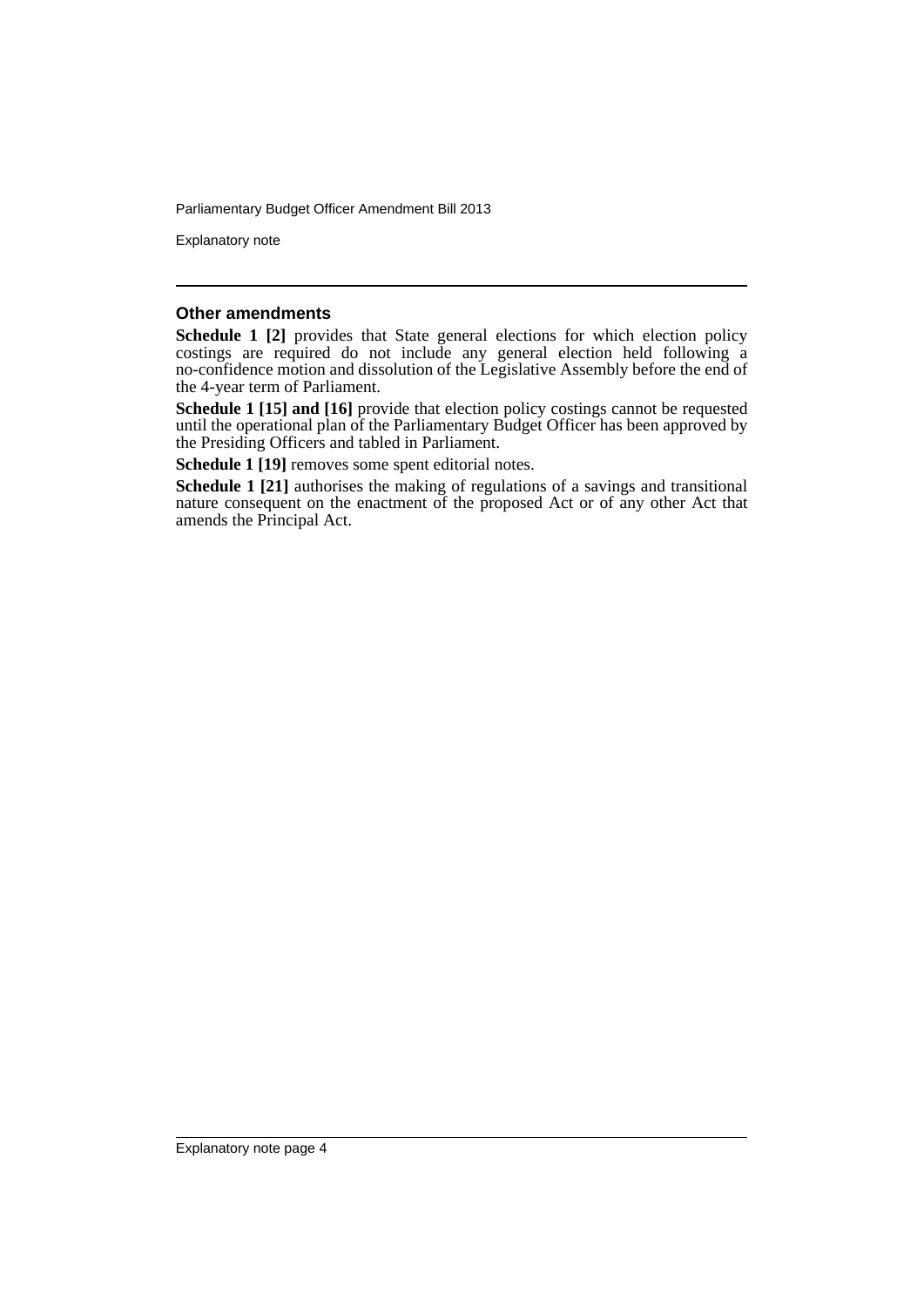### Other amendments

**Schedule 1 [2]** provides that State general elections for which election policy costings are required do not include any general election held following a no-confidence motion and dissolution of the Legislative Assembly before the end of the 4-year term of Parliament.

**Schedule 1 [15] and [16]** provide that election policy costings cannot be requested until the operational plan of the Parliamentary Budget Officer has been approved by the Presiding Officers and tabled in Parliament.

**Schedule 1 [19]** removes some spent editorial notes.

**Schedule 1 [21]** authorises the making of regulations of a savings and transitional nature consequent on the enactment of the proposed Act or of any other Act that amends the Principal Act.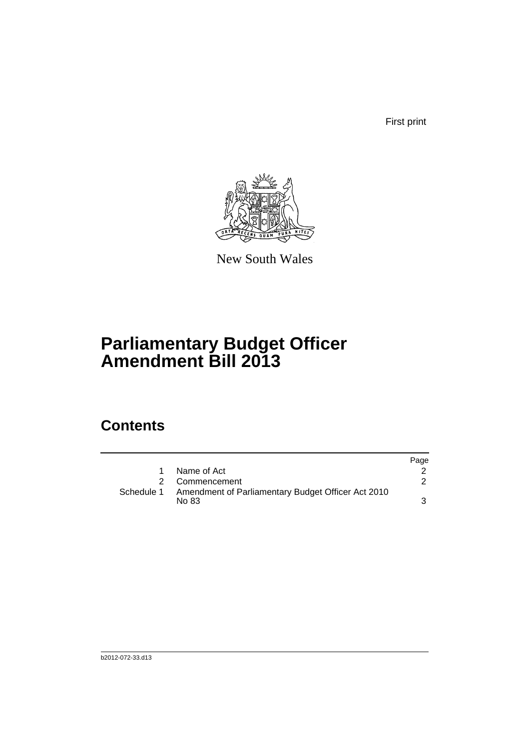First print

New South Wales

# Parliamentary Budget Officer Amendment Bill 2013

## Contents

| | | Page |
|---|---|---|
| 1 | Name of Act | 2 |
| 2 | Commencement | 2 |
| Schedule 1 | Amendment of Parliamentary Budget Officer Act 2010 No 83 | 3 |

b2012-072-33.d13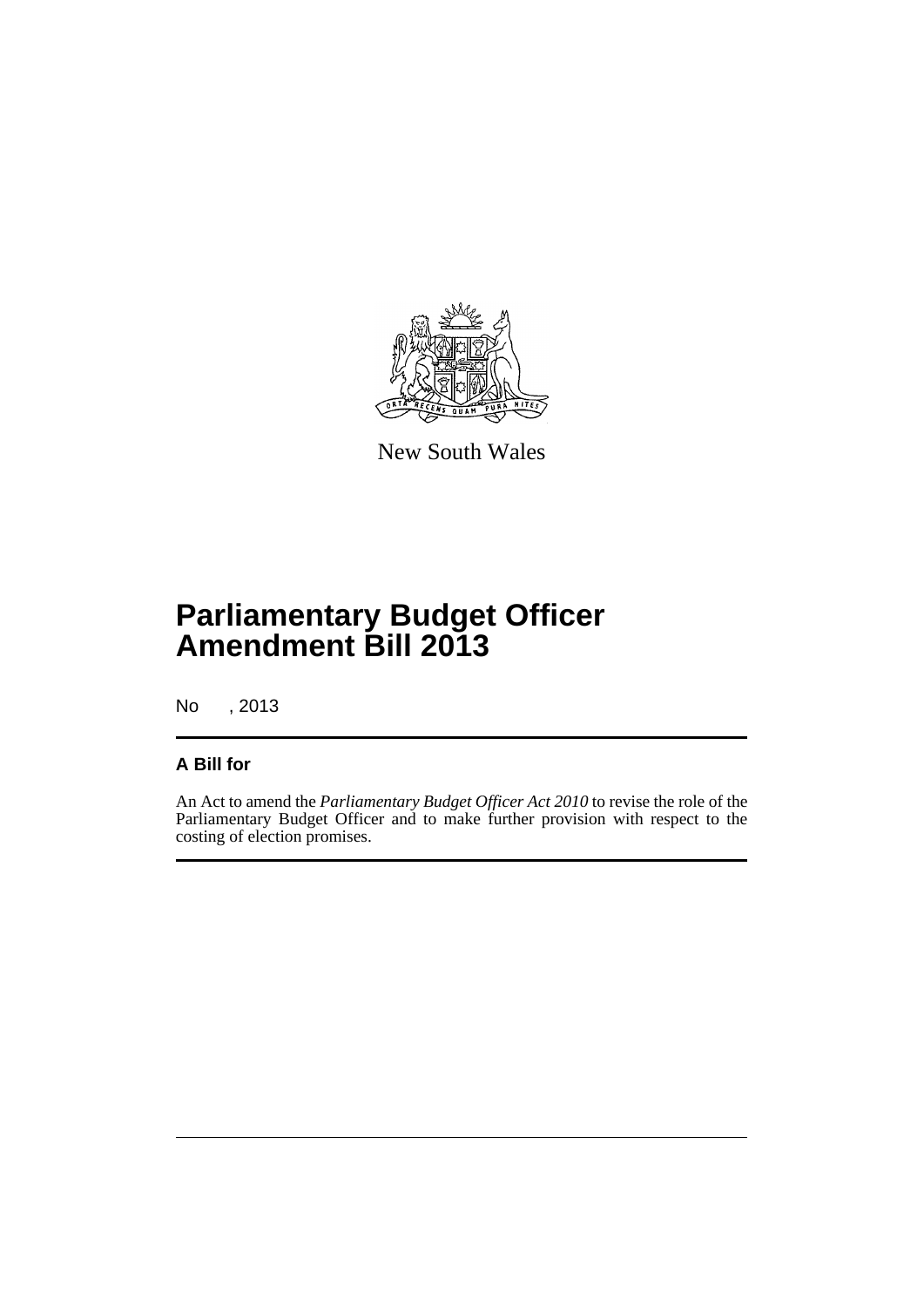New South Wales

# Parliamentary Budget Officer Amendment Bill 2013

No , 2013

## A Bill for

An Act to amend the *Parliamentary Budget Officer Act 2010* to revise the role of the Parliamentary Budget Officer and to make further provision with respect to the costing of election promises.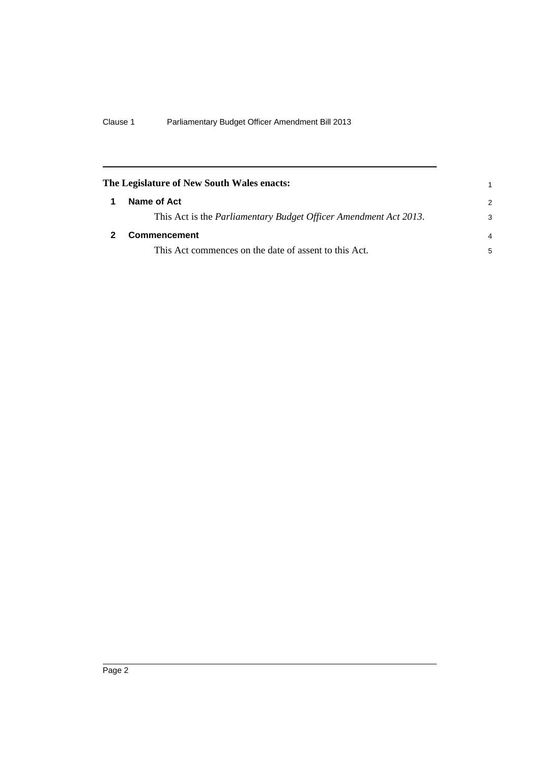**The Legislature of New South Wales enacts:**

## 1 Name of Act

This Act is the *Parliamentary Budget Officer Amendment Act 2013*.

## 2 Commencement

This Act commences on the date of assent to this Act.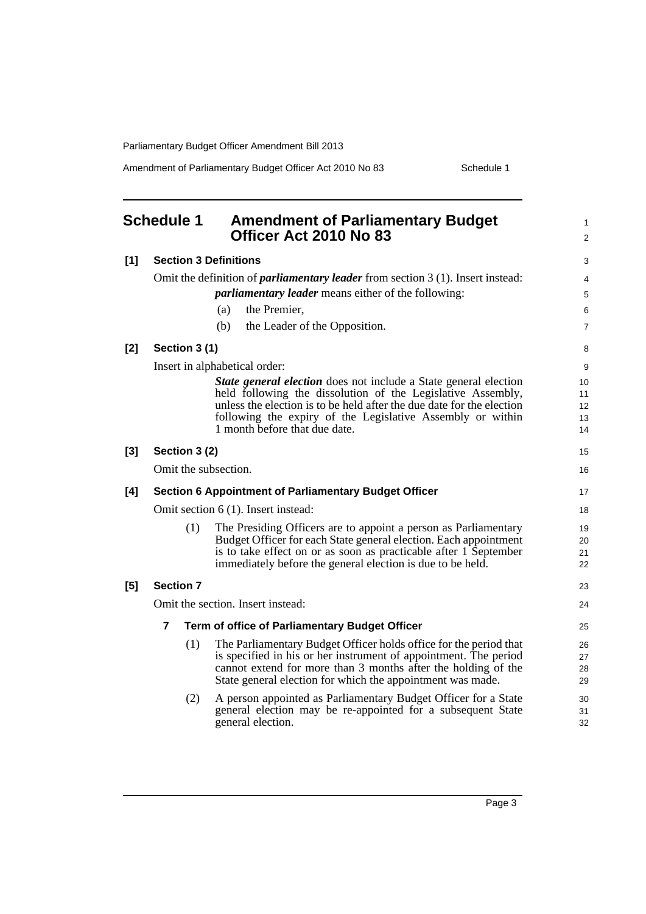## Schedule 1 Amendment of Parliamentary Budget Officer Act 2010 No 83

**[1] Section 3 Definitions**

Omit the definition of ***parliamentary leader*** from section 3 (1). Insert instead:

> ***parliamentary leader*** means either of the following:
>
> (a) the Premier,
>
> (b) the Leader of the Opposition.

**[2] Section 3 (1)**

Insert in alphabetical order:

> ***State general election*** does not include a State general election held following the dissolution of the Legislative Assembly, unless the election is to be held after the due date for the election following the expiry of the Legislative Assembly or within 1 month before that due date.

**[3] Section 3 (2)**

Omit the subsection.

**[4] Section 6 Appointment of Parliamentary Budget Officer**

Omit section 6 (1). Insert instead:

> (1) The Presiding Officers are to appoint a person as Parliamentary Budget Officer for each State general election. Each appointment is to take effect on or as soon as practicable after 1 September immediately before the general election is due to be held.

**[5] Section 7**

Omit the section. Insert instead:

> **7 Term of office of Parliamentary Budget Officer**
>
> (1) The Parliamentary Budget Officer holds office for the period that is specified in his or her instrument of appointment. The period cannot extend for more than 3 months after the holding of the State general election for which the appointment was made.
>
> (2) A person appointed as Parliamentary Budget Officer for a State general election may be re-appointed for a subsequent State general election.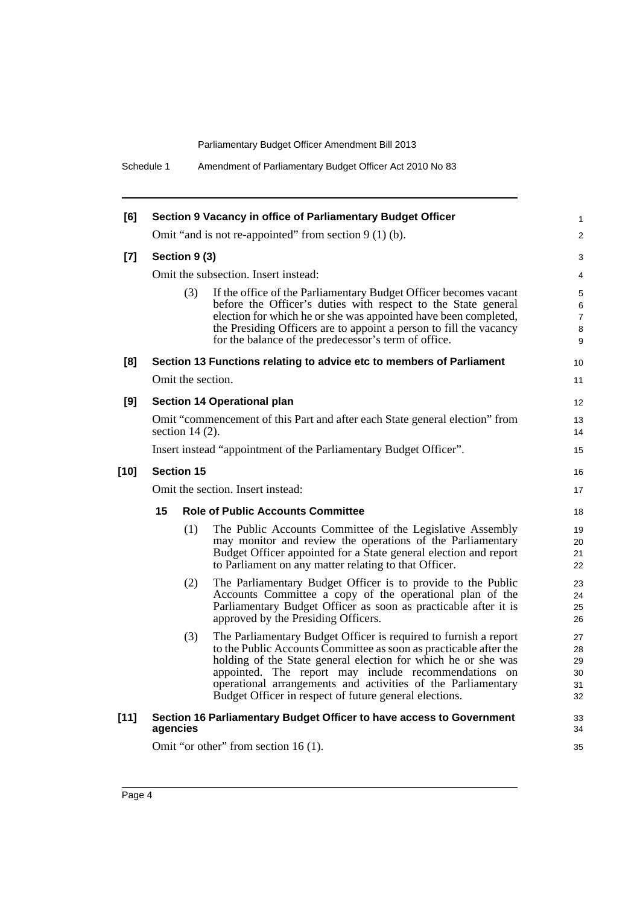**[6] Section 9 Vacancy in office of Parliamentary Budget Officer**

Omit "and is not re-appointed" from section 9 (1) (b).

**[7] Section 9 (3)**

Omit the subsection. Insert instead:

(3) If the office of the Parliamentary Budget Officer becomes vacant before the Officer's duties with respect to the State general election for which he or she was appointed have been completed, the Presiding Officers are to appoint a person to fill the vacancy for the balance of the predecessor's term of office.

**[8] Section 13 Functions relating to advice etc to members of Parliament**

Omit the section.

**[9] Section 14 Operational plan**

Omit "commencement of this Part and after each State general election" from section 14 (2).

Insert instead "appointment of the Parliamentary Budget Officer".

**[10] Section 15**

Omit the section. Insert instead:

**15 Role of Public Accounts Committee**

(1) The Public Accounts Committee of the Legislative Assembly may monitor and review the operations of the Parliamentary Budget Officer appointed for a State general election and report to Parliament on any matter relating to that Officer.

(2) The Parliamentary Budget Officer is to provide to the Public Accounts Committee a copy of the operational plan of the Parliamentary Budget Officer as soon as practicable after it is approved by the Presiding Officers.

(3) The Parliamentary Budget Officer is required to furnish a report to the Public Accounts Committee as soon as practicable after the holding of the State general election for which he or she was appointed. The report may include recommendations on operational arrangements and activities of the Parliamentary Budget Officer in respect of future general elections.

**[11] Section 16 Parliamentary Budget Officer to have access to Government agencies**

Omit "or other" from section 16 (1).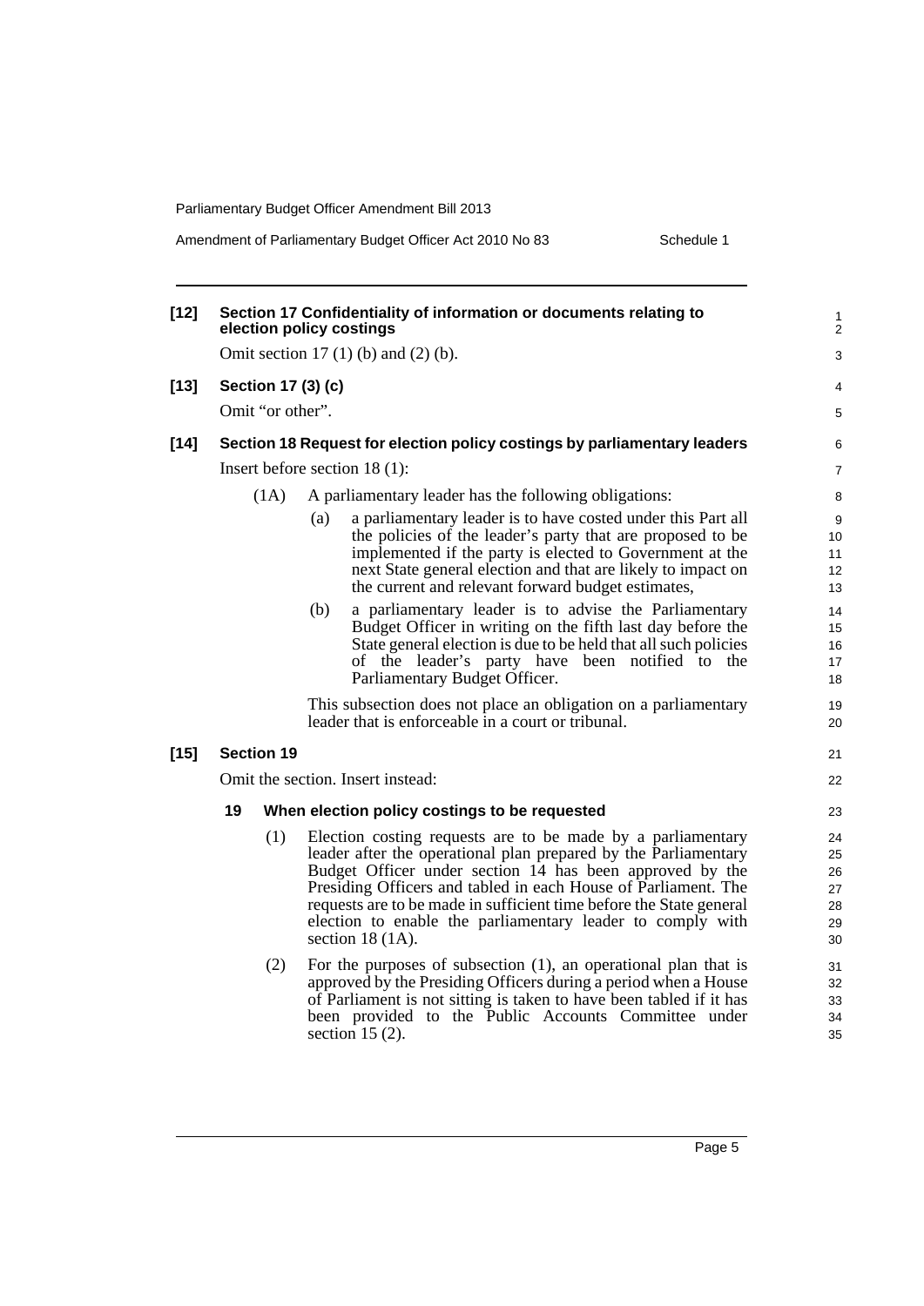**[12] Section 17 Confidentiality of information or documents relating to election policy costings**

Omit section 17 (1) (b) and (2) (b).

**[13] Section 17 (3) (c)**

Omit "or other".

**[14] Section 18 Request for election policy costings by parliamentary leaders**

Insert before section 18 (1):

(1A) A parliamentary leader has the following obligations:

(a) a parliamentary leader is to have costed under this Part all the policies of the leader's party that are proposed to be implemented if the party is elected to Government at the next State general election and that are likely to impact on the current and relevant forward budget estimates,

(b) a parliamentary leader is to advise the Parliamentary Budget Officer in writing on the fifth last day before the State general election is due to be held that all such policies of the leader's party have been notified to the Parliamentary Budget Officer.

This subsection does not place an obligation on a parliamentary leader that is enforceable in a court or tribunal.

**[15] Section 19**

Omit the section. Insert instead:

**19 When election policy costings to be requested**

(1) Election costing requests are to be made by a parliamentary leader after the operational plan prepared by the Parliamentary Budget Officer under section 14 has been approved by the Presiding Officers and tabled in each House of Parliament. The requests are to be made in sufficient time before the State general election to enable the parliamentary leader to comply with section 18 (1A).

(2) For the purposes of subsection (1), an operational plan that is approved by the Presiding Officers during a period when a House of Parliament is not sitting is taken to have been tabled if it has been provided to the Public Accounts Committee under section 15 (2).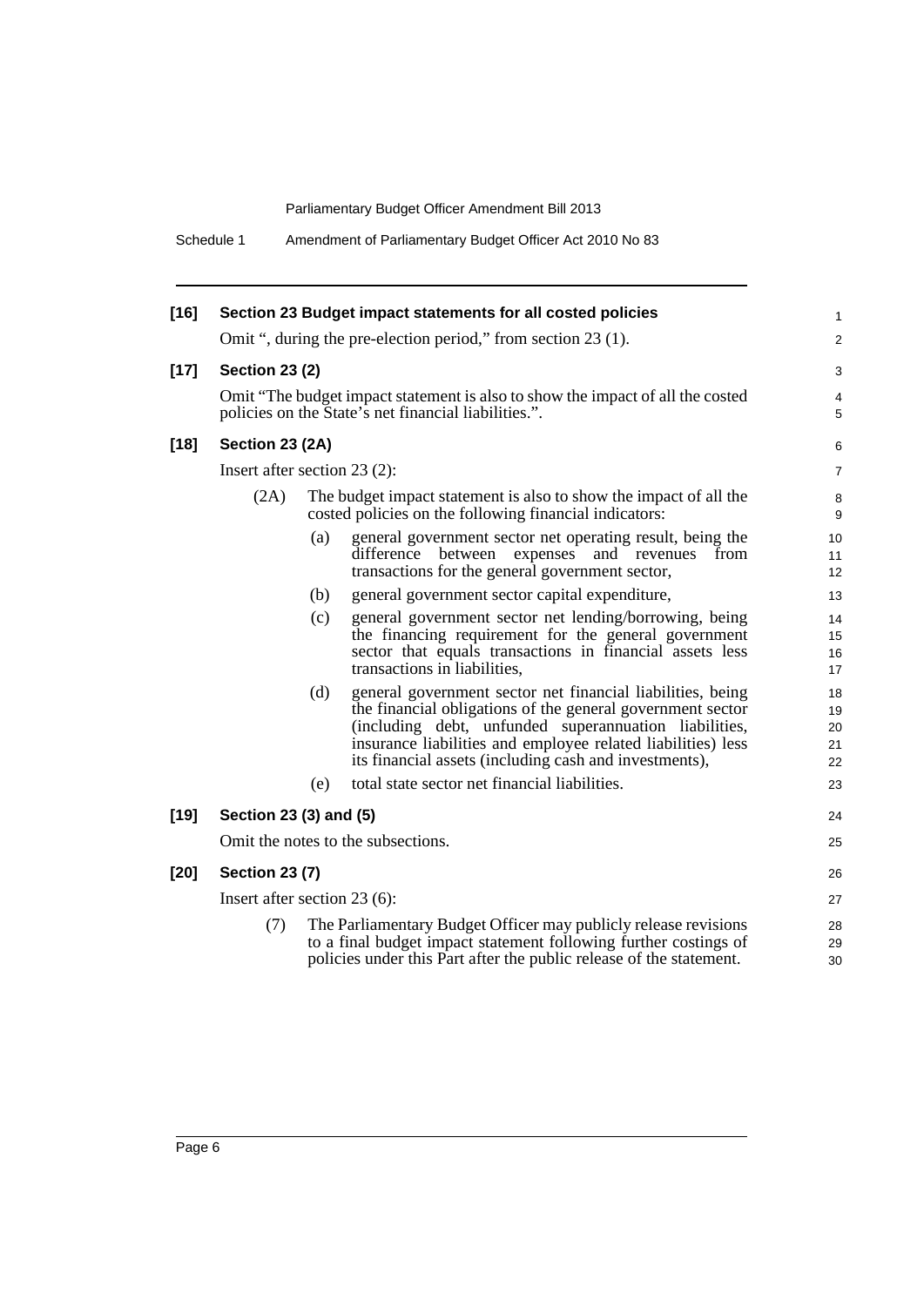**[16] Section 23 Budget impact statements for all costed policies**

Omit ", during the pre-election period," from section 23 (1).

**[17] Section 23 (2)**

Omit "The budget impact statement is also to show the impact of all the costed policies on the State's net financial liabilities.".

**[18] Section 23 (2A)**

Insert after section 23 (2):

(2A) The budget impact statement is also to show the impact of all the costed policies on the following financial indicators:

(a) general government sector net operating result, being the difference between expenses and revenues from transactions for the general government sector,

(b) general government sector capital expenditure,

(c) general government sector net lending/borrowing, being the financing requirement for the general government sector that equals transactions in financial assets less transactions in liabilities,

(d) general government sector net financial liabilities, being the financial obligations of the general government sector (including debt, unfunded superannuation liabilities, insurance liabilities and employee related liabilities) less its financial assets (including cash and investments),

(e) total state sector net financial liabilities.

**[19] Section 23 (3) and (5)**

Omit the notes to the subsections.

**[20] Section 23 (7)**

Insert after section 23 (6):

(7) The Parliamentary Budget Officer may publicly release revisions to a final budget impact statement following further costings of policies under this Part after the public release of the statement.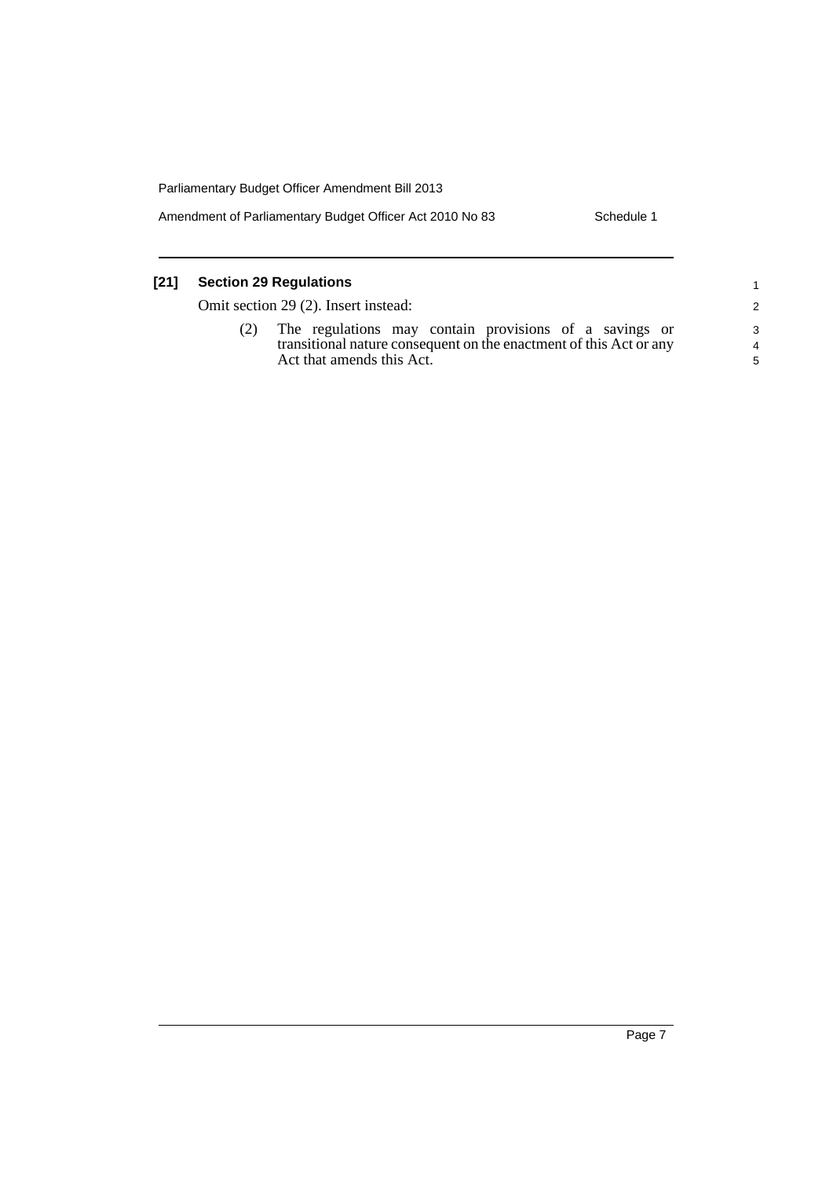### [21] Section 29 Regulations

Omit section 29 (2). Insert instead:

(2) The regulations may contain provisions of a savings or transitional nature consequent on the enactment of this Act or any Act that amends this Act.